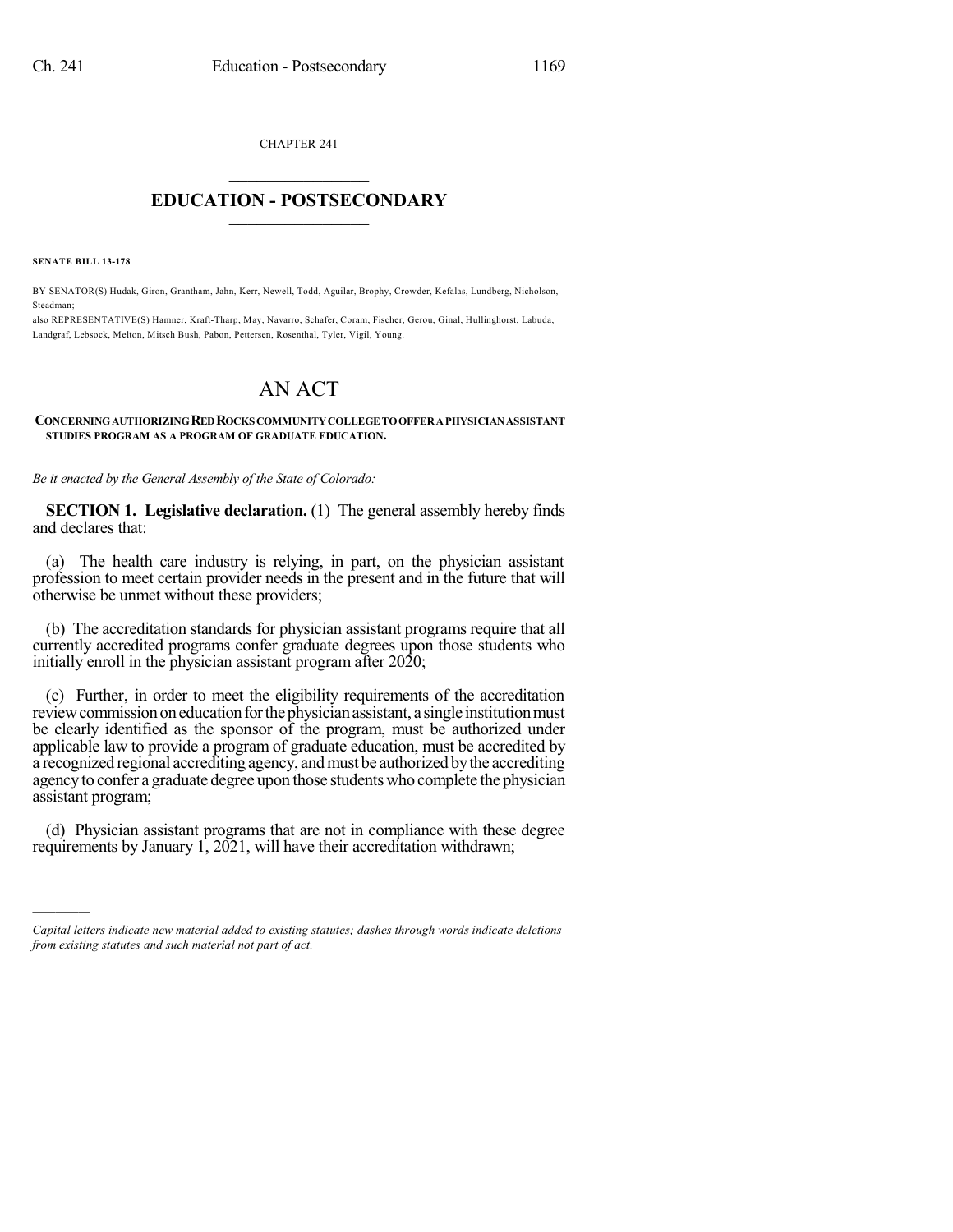CHAPTER 241

# EDUCATION - POSTSECONDARY

**SENATE BILL 13-178**

BY SENATOR(S) Hudak, Giron, Grantham, Jahn, Kerr, Newell, Todd, Aguilar, Brophy, Crowder, Kefalas, Lundberg, Nicholson, Steadman;
also REPRESENTATIVE(S) Hamner, Kraft-Tharp, May, Navarro, Schafer, Coram, Fischer, Gerou, Ginal, Hullinghorst, Labuda, Landgraf, Lebsock, Melton, Mitsch Bush, Pabon, Pettersen, Rosenthal, Tyler, Vigil, Young.

# AN ACT

**CONCERNING AUTHORIZING RED ROCKS COMMUNITY COLLEGE TO OFFER A PHYSICIAN ASSISTANT STUDIES PROGRAM AS A PROGRAM OF GRADUATE EDUCATION.**

*Be it enacted by the General Assembly of the State of Colorado:*

**SECTION 1. Legislative declaration.** (1) The general assembly hereby finds and declares that:

(a) The health care industry is relying, in part, on the physician assistant profession to meet certain provider needs in the present and in the future that will otherwise be unmet without these providers;

(b) The accreditation standards for physician assistant programs require that all currently accredited programs confer graduate degrees upon those students who initially enroll in the physician assistant program after 2020;

(c) Further, in order to meet the eligibility requirements of the accreditation review commission on education for the physician assistant, a single institution must be clearly identified as the sponsor of the program, must be authorized under applicable law to provide a program of graduate education, must be accredited by a recognized regional accrediting agency, and must be authorized by the accrediting agency to confer a graduate degree upon those students who complete the physician assistant program;

(d) Physician assistant programs that are not in compliance with these degree requirements by January 1, 2021, will have their accreditation withdrawn;

---

*Capital letters indicate new material added to existing statutes; dashes through words indicate deletions from existing statutes and such material not part of act.*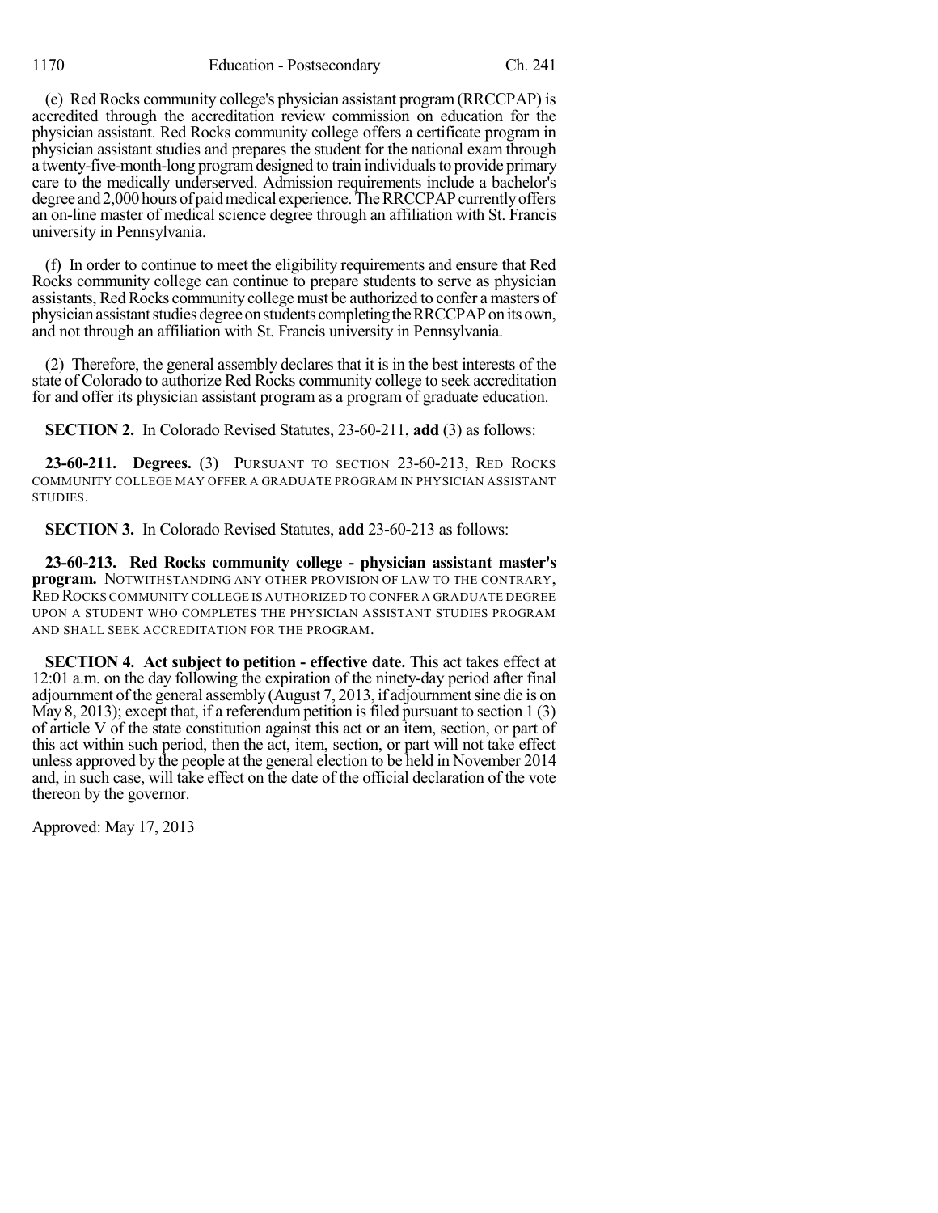(e) Red Rocks community college's physician assistant program (RRCCPAP) is accredited through the accreditation review commission on education for the physician assistant. Red Rocks community college offers a certificate program in physician assistant studies and prepares the student for the national exam through a twenty-five-month-long program designed to train individuals to provide primary care to the medically underserved. Admission requirements include a bachelor's degree and 2,000 hours of paid medical experience. The RRCCPAP currently offers an on-line master of medical science degree through an affiliation with St. Francis university in Pennsylvania.

(f) In order to continue to meet the eligibility requirements and ensure that Red Rocks community college can continue to prepare students to serve as physician assistants, Red Rocks community college must be authorized to confer a masters of physician assistant studies degree on students completing the RRCCPAP on its own, and not through an affiliation with St. Francis university in Pennsylvania.

(2) Therefore, the general assembly declares that it is in the best interests of the state of Colorado to authorize Red Rocks community college to seek accreditation for and offer its physician assistant program as a program of graduate education.

**SECTION 2.** In Colorado Revised Statutes, 23-60-211, **add** (3) as follows:

**23-60-211. Degrees.** (3) PURSUANT TO SECTION 23-60-213, RED ROCKS COMMUNITY COLLEGE MAY OFFER A GRADUATE PROGRAM IN PHYSICIAN ASSISTANT STUDIES.

**SECTION 3.** In Colorado Revised Statutes, **add** 23-60-213 as follows:

**23-60-213. Red Rocks community college - physician assistant master's program.** NOTWITHSTANDING ANY OTHER PROVISION OF LAW TO THE CONTRARY, RED ROCKS COMMUNITY COLLEGE IS AUTHORIZED TO CONFER A GRADUATE DEGREE UPON A STUDENT WHO COMPLETES THE PHYSICIAN ASSISTANT STUDIES PROGRAM AND SHALL SEEK ACCREDITATION FOR THE PROGRAM.

**SECTION 4. Act subject to petition - effective date.** This act takes effect at 12:01 a.m. on the day following the expiration of the ninety-day period after final adjournment of the general assembly (August 7, 2013, if adjournment sine die is on May 8, 2013); except that, if a referendum petition is filed pursuant to section 1 (3) of article V of the state constitution against this act or an item, section, or part of this act within such period, then the act, item, section, or part will not take effect unless approved by the people at the general election to be held in November 2014 and, in such case, will take effect on the date of the official declaration of the vote thereon by the governor.

Approved: May 17, 2013